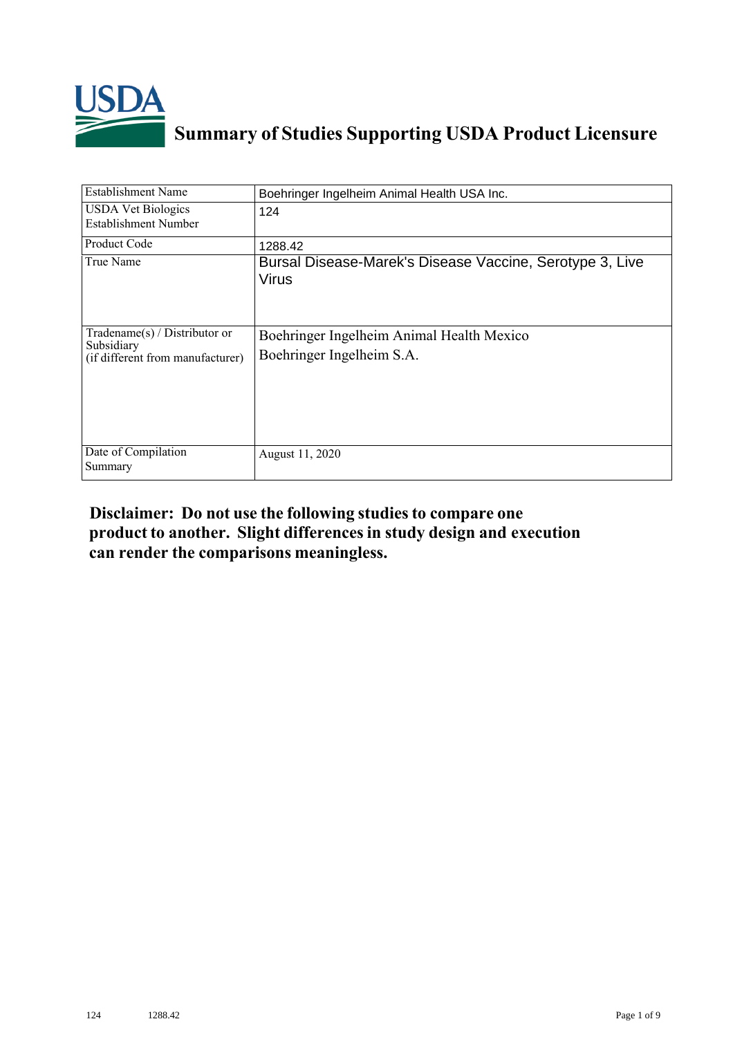# Summary of Studies Supporting USDA Product Licensure

| Establishment Name | Boehringer Ingelheim Animal Health USA Inc. |
|---|---|
| USDA Vet Biologics Establishment Number | 124 |
| Product Code | 1288.42 |
| True Name | Bursal Disease-Marek's Disease Vaccine, Serotype 3, Live Virus |
| Tradename(s) / Distributor or Subsidiary (if different from manufacturer) | Boehringer Ingelheim Animal Health Mexico<br>Boehringer Ingelheim S.A. |
| Date of Compilation Summary | August 11, 2020 |

**Disclaimer: Do not use the following studies to compare one product to another. Slight differences in study design and execution can render the comparisons meaningless.**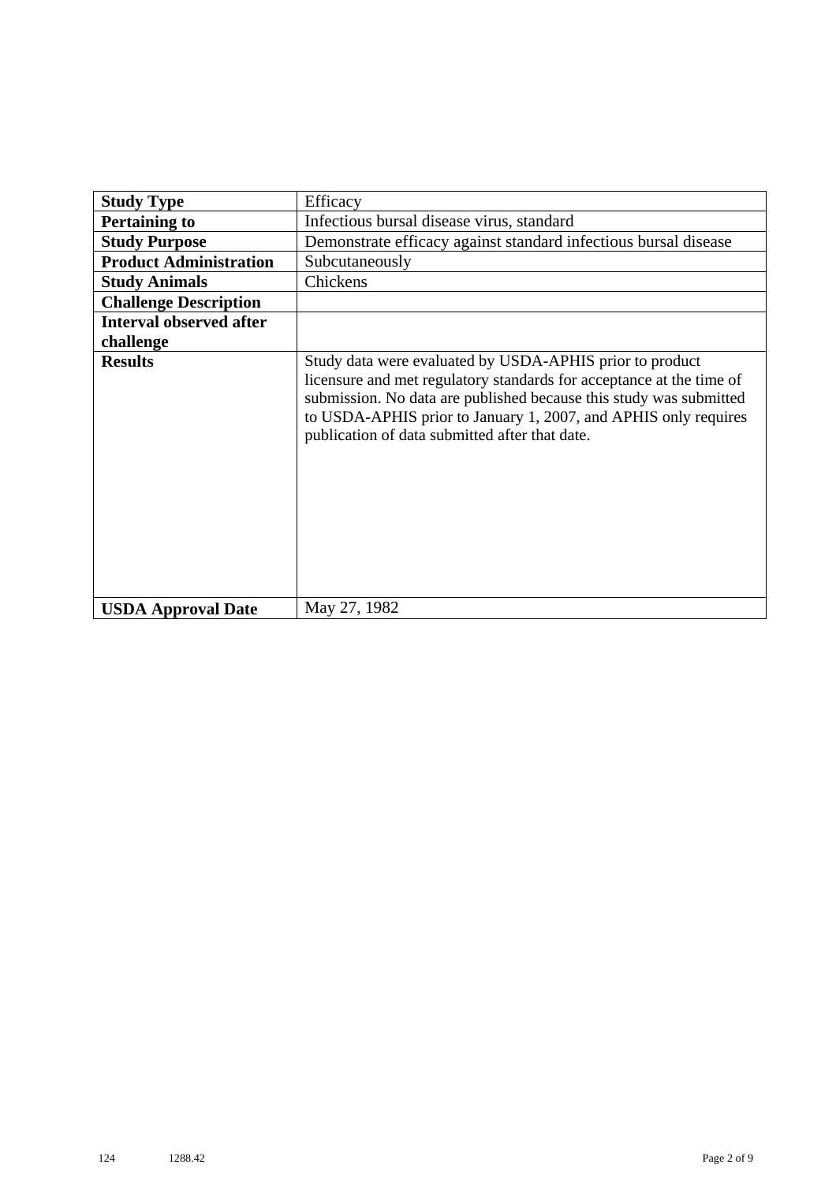| **Study Type** | Efficacy |
|---|---|
| **Pertaining to** | Infectious bursal disease virus, standard |
| **Study Purpose** | Demonstrate efficacy against standard infectious bursal disease |
| **Product Administration** | Subcutaneously |
| **Study Animals** | Chickens |
| **Challenge Description** | |
| **Interval observed after challenge** | |
| **Results** | Study data were evaluated by USDA-APHIS prior to product licensure and met regulatory standards for acceptance at the time of submission. No data are published because this study was submitted to USDA-APHIS prior to January 1, 2007, and APHIS only requires publication of data submitted after that date. |
| **USDA Approval Date** | May 27, 1982 |

124 1288.42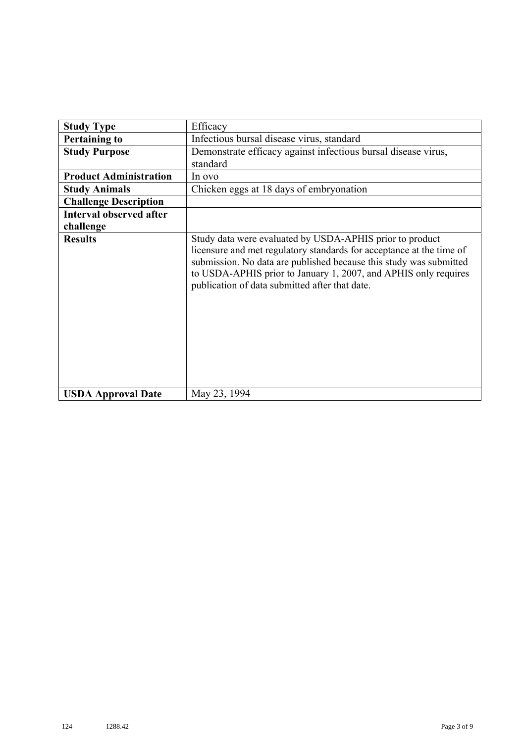| **Study Type** | Efficacy |
|---|---|
| **Pertaining to** | Infectious bursal disease virus, standard |
| **Study Purpose** | Demonstrate efficacy against infectious bursal disease virus, standard |
| **Product Administration** | In ovo |
| **Study Animals** | Chicken eggs at 18 days of embryonation |
| **Challenge Description** | |
| **Interval observed after challenge** | |
| **Results** | Study data were evaluated by USDA-APHIS prior to product licensure and met regulatory standards for acceptance at the time of submission. No data are published because this study was submitted to USDA-APHIS prior to January 1, 2007, and APHIS only requires publication of data submitted after that date. |
| **USDA Approval Date** | May 23, 1994 |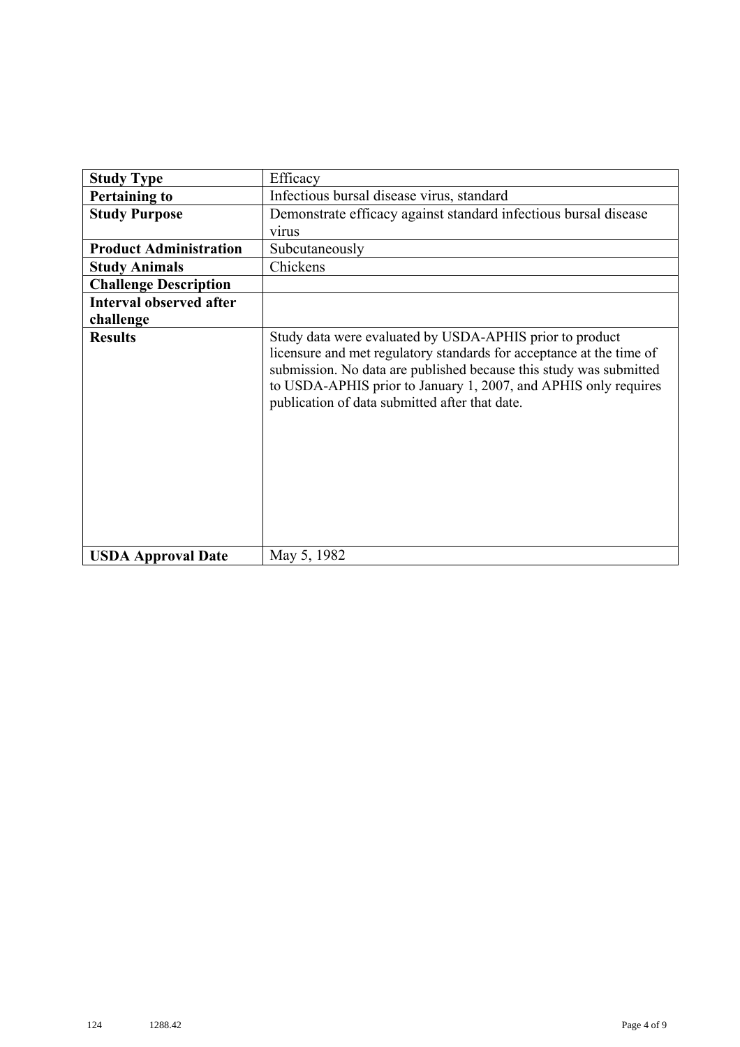| Study Type | Efficacy |
| --- | --- |
| **Pertaining to** | Infectious bursal disease virus, standard |
| **Study Purpose** | Demonstrate efficacy against standard infectious bursal disease virus |
| **Product Administration** | Subcutaneously |
| **Study Animals** | Chickens |
| **Challenge Description** | |
| **Interval observed after challenge** | |
| **Results** | Study data were evaluated by USDA-APHIS prior to product licensure and met regulatory standards for acceptance at the time of submission. No data are published because this study was submitted to USDA-APHIS prior to January 1, 2007, and APHIS only requires publication of data submitted after that date. |
| **USDA Approval Date** | May 5, 1982 |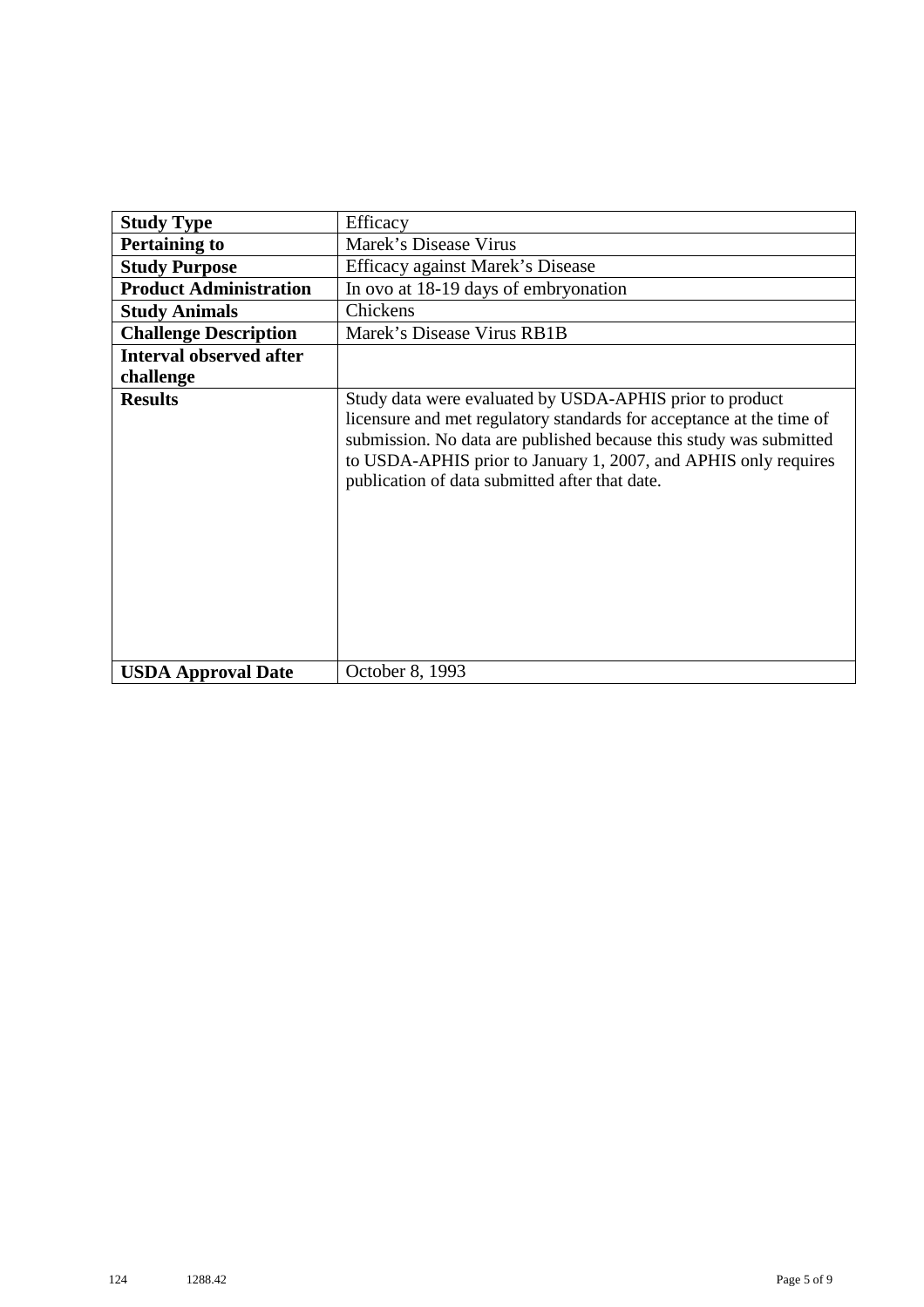| **Study Type** | Efficacy |
|---|---|
| **Pertaining to** | Marek's Disease Virus |
| **Study Purpose** | Efficacy against Marek's Disease |
| **Product Administration** | In ovo at 18-19 days of embryonation |
| **Study Animals** | Chickens |
| **Challenge Description** | Marek's Disease Virus RB1B |
| **Interval observed after challenge** | |
| **Results** | Study data were evaluated by USDA-APHIS prior to product licensure and met regulatory standards for acceptance at the time of submission. No data are published because this study was submitted to USDA-APHIS prior to January 1, 2007, and APHIS only requires publication of data submitted after that date. |
| **USDA Approval Date** | October 8, 1993 |

124 1288.42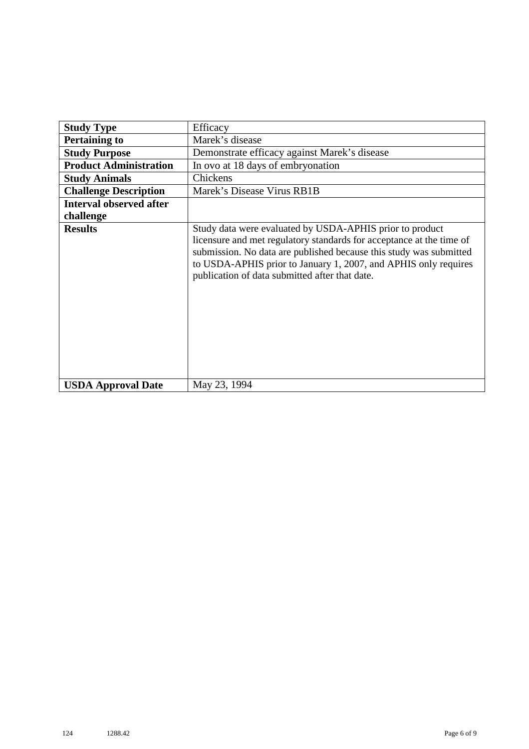| **Study Type** | Efficacy |
|---|---|
| **Pertaining to** | Marek’s disease |
| **Study Purpose** | Demonstrate efficacy against Marek’s disease |
| **Product Administration** | In ovo at 18 days of embryonation |
| **Study Animals** | Chickens |
| **Challenge Description** | Marek’s Disease Virus RB1B |
| **Interval observed after challenge** | |
| **Results** | Study data were evaluated by USDA-APHIS prior to product licensure and met regulatory standards for acceptance at the time of submission. No data are published because this study was submitted to USDA-APHIS prior to January 1, 2007, and APHIS only requires publication of data submitted after that date. |
| **USDA Approval Date** | May 23, 1994 |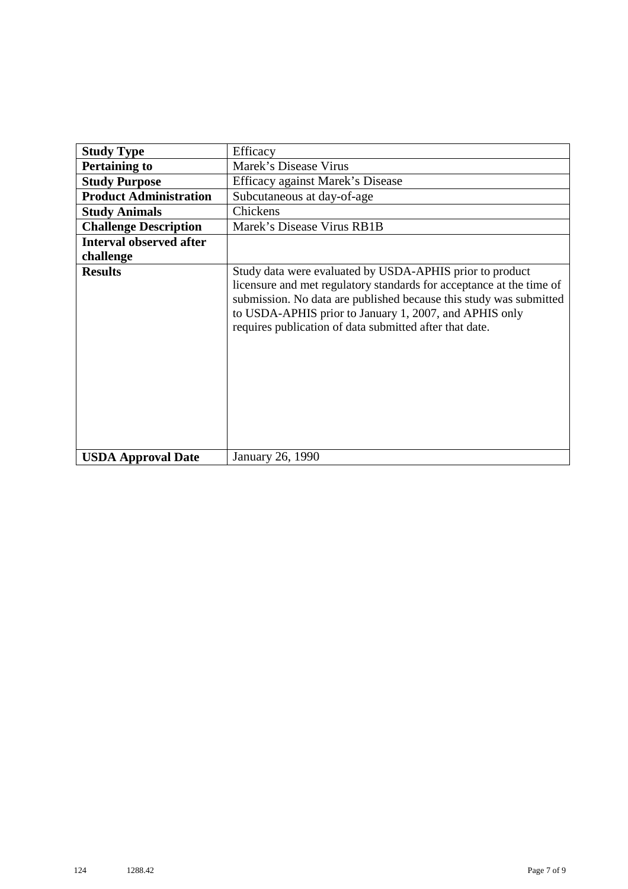| **Study Type** | Efficacy |
|---|---|
| **Pertaining to** | Marek’s Disease Virus |
| **Study Purpose** | Efficacy against Marek’s Disease |
| **Product Administration** | Subcutaneous at day-of-age |
| **Study Animals** | Chickens |
| **Challenge Description** | Marek’s Disease Virus RB1B |
| **Interval observed after challenge** | |
| **Results** | Study data were evaluated by USDA-APHIS prior to product licensure and met regulatory standards for acceptance at the time of submission. No data are published because this study was submitted to USDA-APHIS prior to January 1, 2007, and APHIS only requires publication of data submitted after that date. |
| **USDA Approval Date** | January 26, 1990 |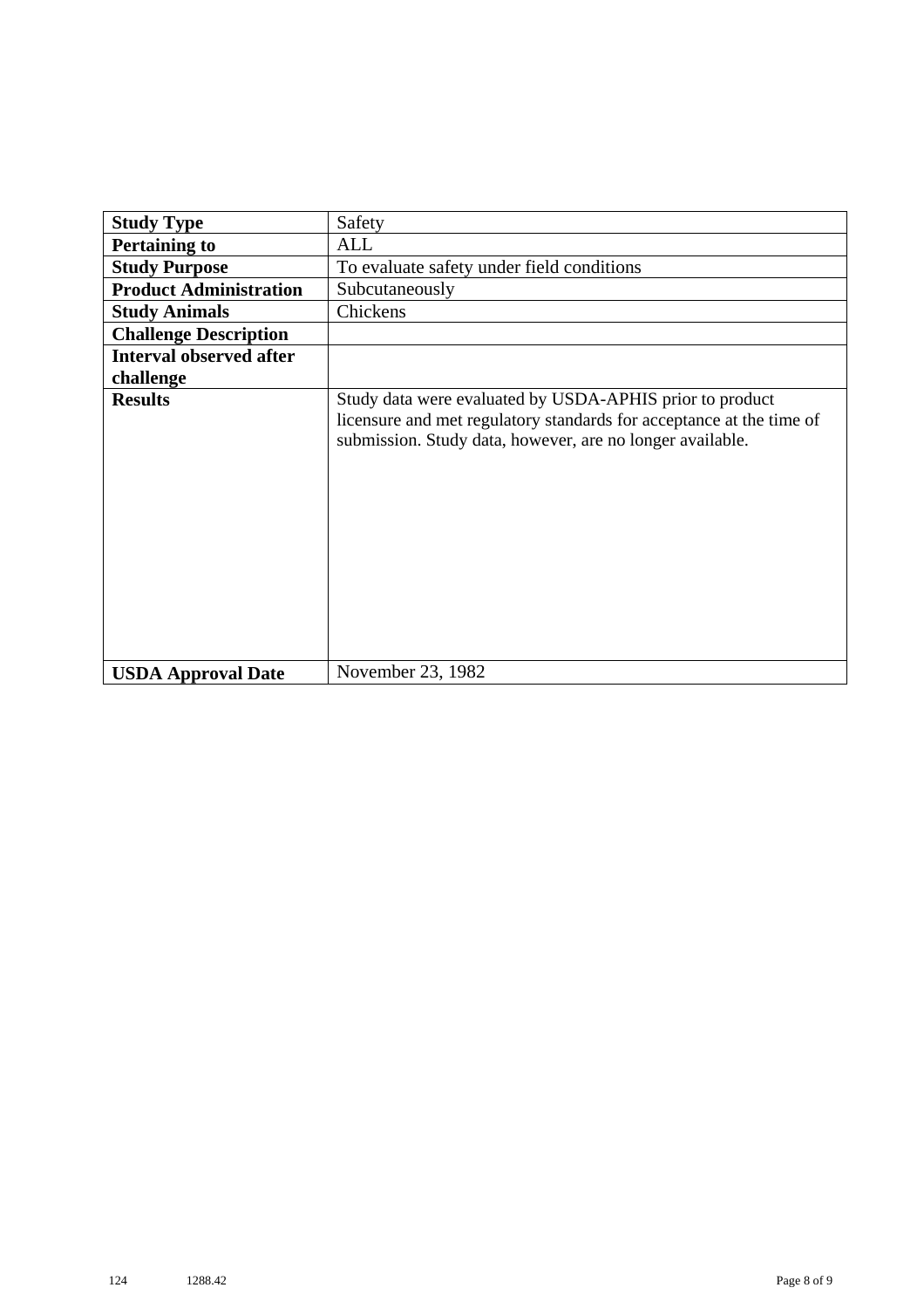| **Study Type** | Safety |
|---|---|
| **Pertaining to** | ALL |
| **Study Purpose** | To evaluate safety under field conditions |
| **Product Administration** | Subcutaneously |
| **Study Animals** | Chickens |
| **Challenge Description** | |
| **Interval observed after challenge** | |
| **Results** | Study data were evaluated by USDA-APHIS prior to product licensure and met regulatory standards for acceptance at the time of submission. Study data, however, are no longer available. |
| **USDA Approval Date** | November 23, 1982 |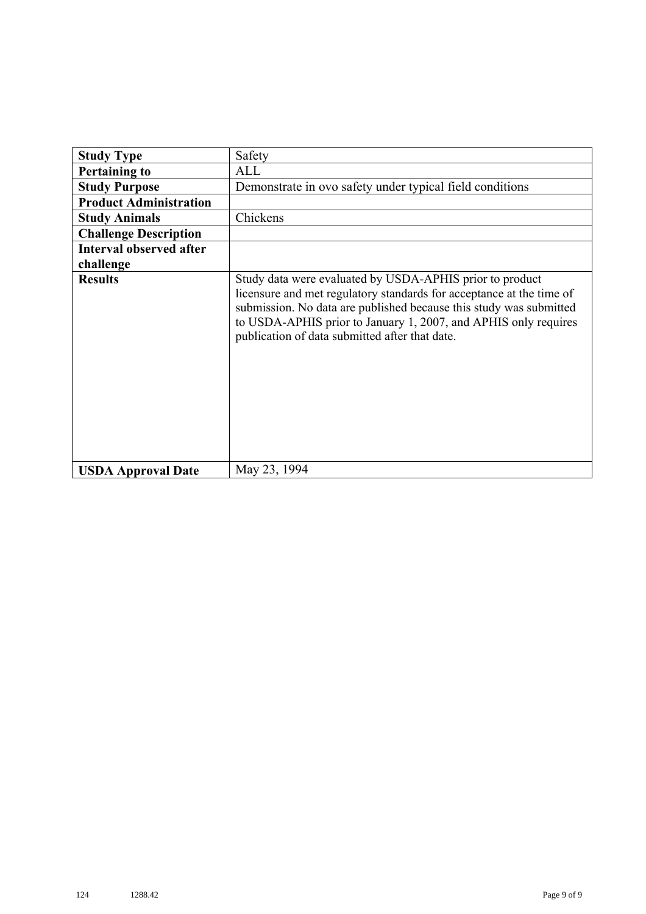| | |
|---|---|
| **Study Type** | Safety |
| **Pertaining to** | ALL |
| **Study Purpose** | Demonstrate in ovo safety under typical field conditions |
| **Product Administration** | |
| **Study Animals** | Chickens |
| **Challenge Description** | |
| **Interval observed after challenge** | |
| **Results** | Study data were evaluated by USDA-APHIS prior to product licensure and met regulatory standards for acceptance at the time of submission. No data are published because this study was submitted to USDA-APHIS prior to January 1, 2007, and APHIS only requires publication of data submitted after that date. |
| **USDA Approval Date** | May 23, 1994 |

124 1288.42